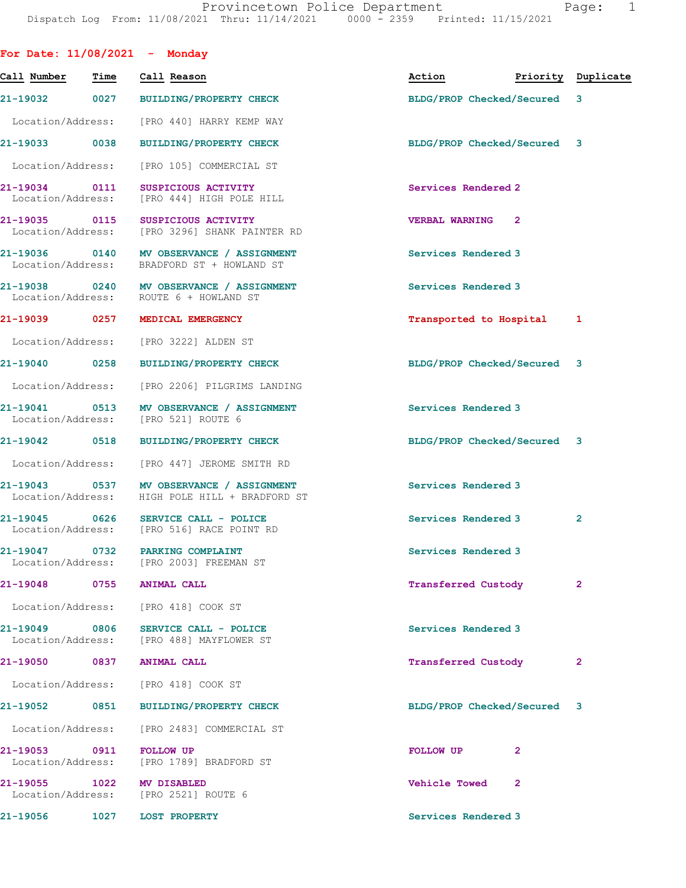Provincetown Police Department
Dispatch Log From: 11/08/2021 Thru: 11/14/2021 0000 - 2359 Printed: 11/15/2021

## For Date: 11/08/2021 - Monday

| Call Number | Time | Call Reason | Action | Priority | Duplicate |
|---|---|---|---|---|---|
| 21-19032 | 0027 | BUILDING/PROPERTY CHECK | BLDG/PROP Checked/Secured | 3 | |
| Location/Address: | | [PRO 440] HARRY KEMP WAY | | | |
| 21-19033 | 0038 | BUILDING/PROPERTY CHECK | BLDG/PROP Checked/Secured | 3 | |
| Location/Address: | | [PRO 105] COMMERCIAL ST | | | |
| 21-19034 | 0111 | SUSPICIOUS ACTIVITY | Services Rendered | 2 | |
| Location/Address: | | [PRO 444] HIGH POLE HILL | | | |
| 21-19035 | 0115 | SUSPICIOUS ACTIVITY | VERBAL WARNING | 2 | |
| Location/Address: | | [PRO 3296] SHANK PAINTER RD | | | |
| 21-19036 | 0140 | MV OBSERVANCE / ASSIGNMENT | Services Rendered | 3 | |
| Location/Address: | | BRADFORD ST + HOWLAND ST | | | |
| 21-19038 | 0240 | MV OBSERVANCE / ASSIGNMENT | Services Rendered | 3 | |
| Location/Address: | | ROUTE 6 + HOWLAND ST | | | |
| 21-19039 | 0257 | MEDICAL EMERGENCY | Transported to Hospital | 1 | |
| Location/Address: | | [PRO 3222] ALDEN ST | | | |
| 21-19040 | 0258 | BUILDING/PROPERTY CHECK | BLDG/PROP Checked/Secured | 3 | |
| Location/Address: | | [PRO 2206] PILGRIMS LANDING | | | |
| 21-19041 | 0513 | MV OBSERVANCE / ASSIGNMENT | Services Rendered | 3 | |
| Location/Address: | | [PRO 521] ROUTE 6 | | | |
| 21-19042 | 0518 | BUILDING/PROPERTY CHECK | BLDG/PROP Checked/Secured | 3 | |
| Location/Address: | | [PRO 447] JEROME SMITH RD | | | |
| 21-19043 | 0537 | MV OBSERVANCE / ASSIGNMENT | Services Rendered | 3 | |
| Location/Address: | | HIGH POLE HILL + BRADFORD ST | | | |
| 21-19045 | 0626 | SERVICE CALL - POLICE | Services Rendered | 3 | 2 |
| Location/Address: | | [PRO 516] RACE POINT RD | | | |
| 21-19047 | 0732 | PARKING COMPLAINT | Services Rendered | 3 | |
| Location/Address: | | [PRO 2003] FREEMAN ST | | | |
| 21-19048 | 0755 | ANIMAL CALL | Transferred Custody | 2 | |
| Location/Address: | | [PRO 418] COOK ST | | | |
| 21-19049 | 0806 | SERVICE CALL - POLICE | Services Rendered | 3 | |
| Location/Address: | | [PRO 488] MAYFLOWER ST | | | |
| 21-19050 | 0837 | ANIMAL CALL | Transferred Custody | 2 | |
| Location/Address: | | [PRO 418] COOK ST | | | |
| 21-19052 | 0851 | BUILDING/PROPERTY CHECK | BLDG/PROP Checked/Secured | 3 | |
| Location/Address: | | [PRO 2483] COMMERCIAL ST | | | |
| 21-19053 | 0911 | FOLLOW UP | FOLLOW UP | 2 | |
| Location/Address: | | [PRO 1789] BRADFORD ST | | | |
| 21-19055 | 1022 | MV DISABLED | Vehicle Towed | 2 | |
| Location/Address: | | [PRO 2521] ROUTE 6 | | | |
| 21-19056 | 1027 | LOST PROPERTY | Services Rendered | 3 | |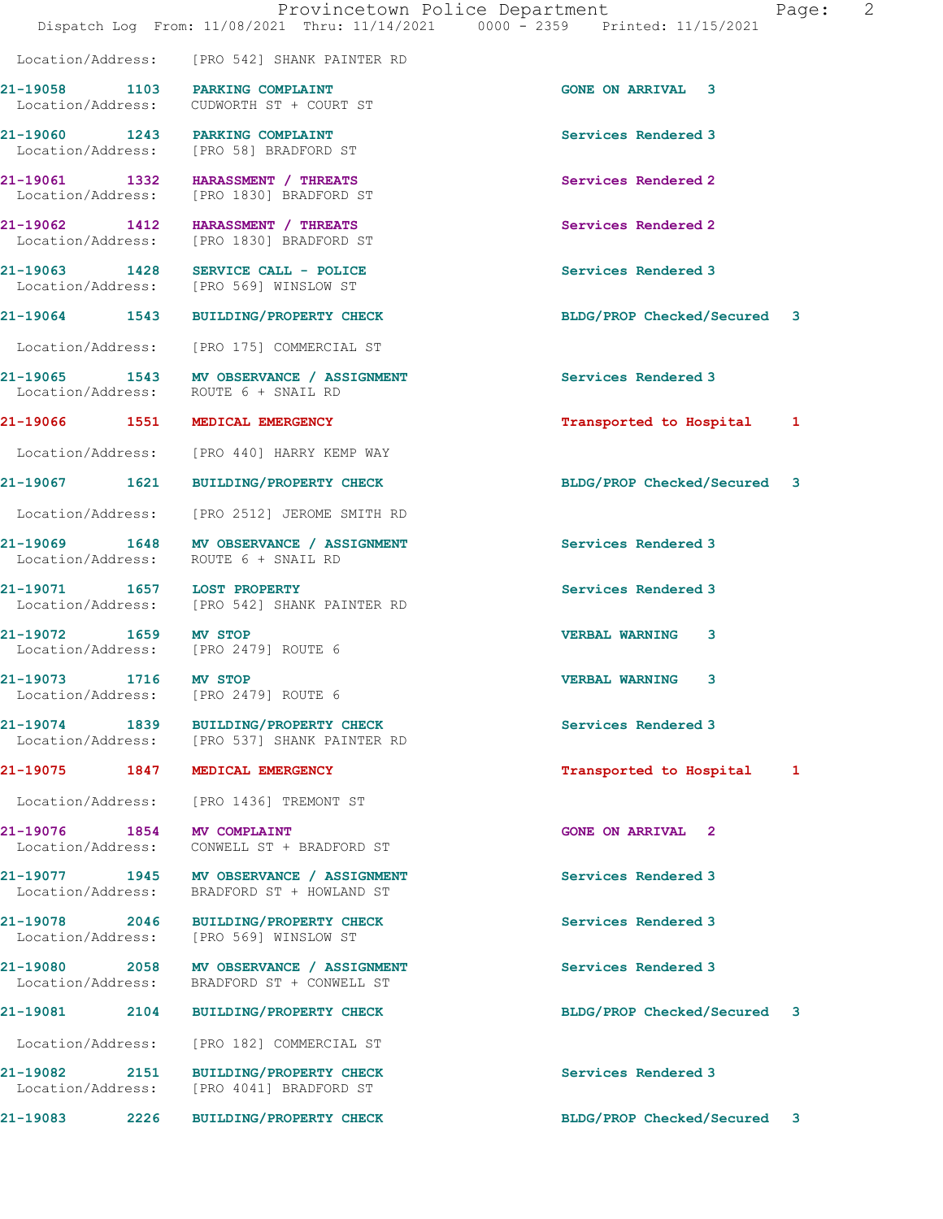Location/Address: [PRO 542] SHANK PAINTER RD

| Call # | Time | Call Reason | Action | Priority |
|---|---|---|---|---|
| 21-19058 | 1103 | PARKING COMPLAINT | GONE ON ARRIVAL | 3 |
| | | Location/Address: CUDWORTH ST + COURT ST | | |
| 21-19060 | 1243 | PARKING COMPLAINT | Services Rendered | 3 |
| | | Location/Address: [PRO 58] BRADFORD ST | | |
| 21-19061 | 1332 | HARASSMENT / THREATS | Services Rendered | 2 |
| | | Location/Address: [PRO 1830] BRADFORD ST | | |
| 21-19062 | 1412 | HARASSMENT / THREATS | Services Rendered | 2 |
| | | Location/Address: [PRO 1830] BRADFORD ST | | |
| 21-19063 | 1428 | SERVICE CALL - POLICE | Services Rendered | 3 |
| | | Location/Address: [PRO 569] WINSLOW ST | | |
| 21-19064 | 1543 | BUILDING/PROPERTY CHECK | BLDG/PROP Checked/Secured | 3 |
| | | Location/Address: [PRO 175] COMMERCIAL ST | | |
| 21-19065 | 1543 | MV OBSERVANCE / ASSIGNMENT | Services Rendered | 3 |
| | | Location/Address: ROUTE 6 + SNAIL RD | | |
| 21-19066 | 1551 | MEDICAL EMERGENCY | Transported to Hospital | 1 |
| | | Location/Address: [PRO 440] HARRY KEMP WAY | | |
| 21-19067 | 1621 | BUILDING/PROPERTY CHECK | BLDG/PROP Checked/Secured | 3 |
| | | Location/Address: [PRO 2512] JEROME SMITH RD | | |
| 21-19069 | 1648 | MV OBSERVANCE / ASSIGNMENT | Services Rendered | 3 |
| | | Location/Address: ROUTE 6 + SNAIL RD | | |
| 21-19071 | 1657 | LOST PROPERTY | Services Rendered | 3 |
| | | Location/Address: [PRO 542] SHANK PAINTER RD | | |
| 21-19072 | 1659 | MV STOP | VERBAL WARNING | 3 |
| | | Location/Address: [PRO 2479] ROUTE 6 | | |
| 21-19073 | 1716 | MV STOP | VERBAL WARNING | 3 |
| | | Location/Address: [PRO 2479] ROUTE 6 | | |
| 21-19074 | 1839 | BUILDING/PROPERTY CHECK | Services Rendered | 3 |
| | | Location/Address: [PRO 537] SHANK PAINTER RD | | |
| 21-19075 | 1847 | MEDICAL EMERGENCY | Transported to Hospital | 1 |
| | | Location/Address: [PRO 1436] TREMONT ST | | |
| 21-19076 | 1854 | MV COMPLAINT | GONE ON ARRIVAL | 2 |
| | | Location/Address: CONWELL ST + BRADFORD ST | | |
| 21-19077 | 1945 | MV OBSERVANCE / ASSIGNMENT | Services Rendered | 3 |
| | | Location/Address: BRADFORD ST + HOWLAND ST | | |
| 21-19078 | 2046 | BUILDING/PROPERTY CHECK | Services Rendered | 3 |
| | | Location/Address: [PRO 569] WINSLOW ST | | |
| 21-19080 | 2058 | MV OBSERVANCE / ASSIGNMENT | Services Rendered | 3 |
| | | Location/Address: BRADFORD ST + CONWELL ST | | |
| 21-19081 | 2104 | BUILDING/PROPERTY CHECK | BLDG/PROP Checked/Secured | 3 |
| | | Location/Address: [PRO 182] COMMERCIAL ST | | |
| 21-19082 | 2151 | BUILDING/PROPERTY CHECK | Services Rendered | 3 |
| | | Location/Address: [PRO 4041] BRADFORD ST | | |
| 21-19083 | 2226 | BUILDING/PROPERTY CHECK | BLDG/PROP Checked/Secured | 3 |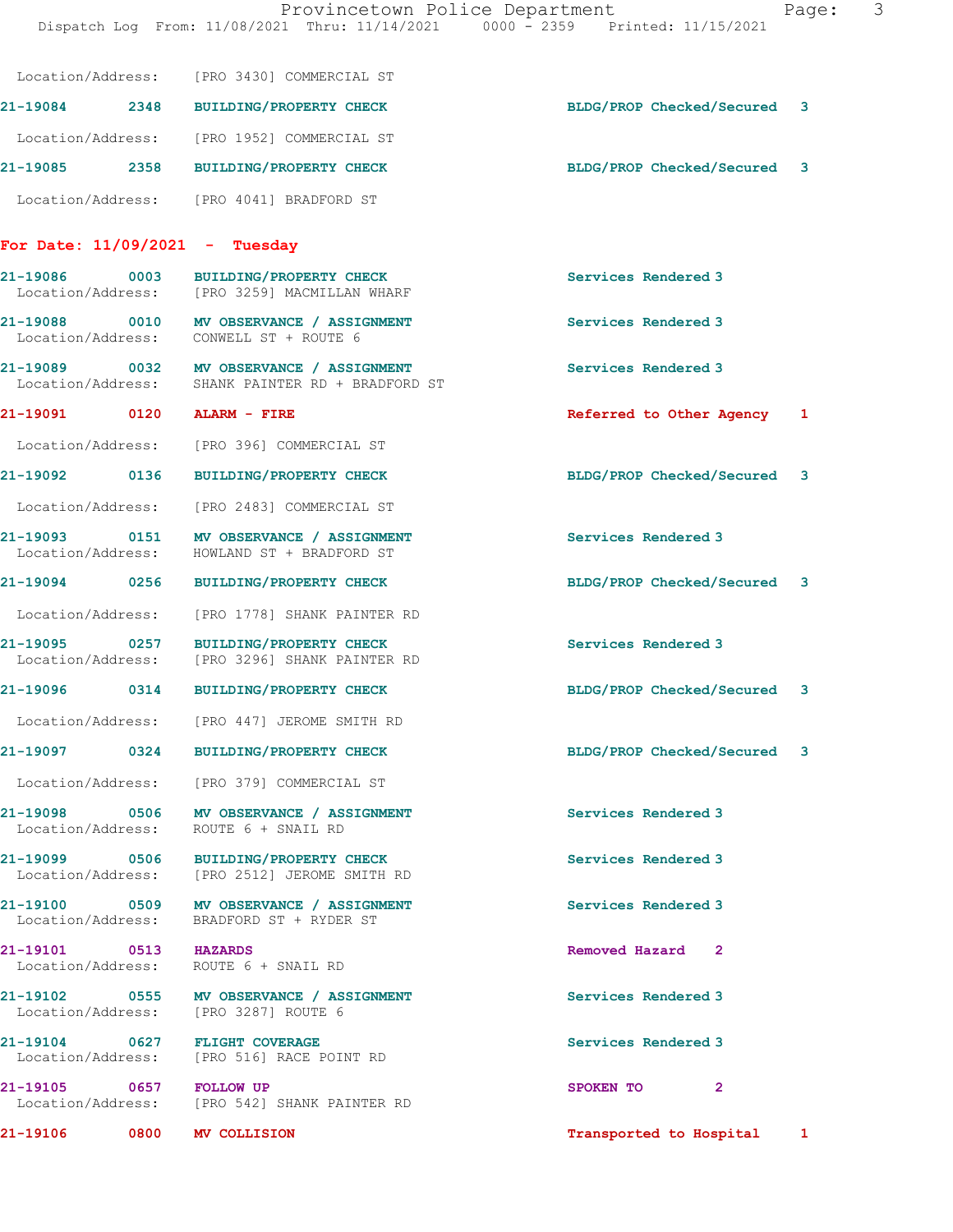Location/Address: [PRO 3430] COMMERCIAL ST

**21-19084** 2348 **BUILDING/PROPERTY CHECK** BLDG/PROP Checked/Secured 3
Location/Address: [PRO 1952] COMMERCIAL ST

**21-19085** 2358 **BUILDING/PROPERTY CHECK** BLDG/PROP Checked/Secured 3
Location/Address: [PRO 4041] BRADFORD ST

## For Date: 11/09/2021 - Tuesday

**21-19086** 0003 **BUILDING/PROPERTY CHECK** Services Rendered 3
Location/Address: [PRO 3259] MACMILLAN WHARF

**21-19088** 0010 **MV OBSERVANCE / ASSIGNMENT** Services Rendered 3
Location/Address: CONWELL ST + ROUTE 6

**21-19089** 0032 **MV OBSERVANCE / ASSIGNMENT** Services Rendered 3
Location/Address: SHANK PAINTER RD + BRADFORD ST

**21-19091** 0120 **ALARM - FIRE** Referred to Other Agency 1
Location/Address: [PRO 396] COMMERCIAL ST

**21-19092** 0136 **BUILDING/PROPERTY CHECK** BLDG/PROP Checked/Secured 3
Location/Address: [PRO 2483] COMMERCIAL ST

**21-19093** 0151 **MV OBSERVANCE / ASSIGNMENT** Services Rendered 3
Location/Address: HOWLAND ST + BRADFORD ST

**21-19094** 0256 **BUILDING/PROPERTY CHECK** BLDG/PROP Checked/Secured 3
Location/Address: [PRO 1778] SHANK PAINTER RD

**21-19095** 0257 **BUILDING/PROPERTY CHECK** Services Rendered 3
Location/Address: [PRO 3296] SHANK PAINTER RD

**21-19096** 0314 **BUILDING/PROPERTY CHECK** BLDG/PROP Checked/Secured 3
Location/Address: [PRO 447] JEROME SMITH RD

**21-19097** 0324 **BUILDING/PROPERTY CHECK** BLDG/PROP Checked/Secured 3
Location/Address: [PRO 379] COMMERCIAL ST

**21-19098** 0506 **MV OBSERVANCE / ASSIGNMENT** Services Rendered 3
Location/Address: ROUTE 6 + SNAIL RD

**21-19099** 0506 **BUILDING/PROPERTY CHECK** Services Rendered 3
Location/Address: [PRO 2512] JEROME SMITH RD

**21-19100** 0509 **MV OBSERVANCE / ASSIGNMENT** Services Rendered 3
Location/Address: BRADFORD ST + RYDER ST

**21-19101** 0513 **HAZARDS** Removed Hazard 2
Location/Address: ROUTE 6 + SNAIL RD

**21-19102** 0555 **MV OBSERVANCE / ASSIGNMENT** Services Rendered 3
Location/Address: [PRO 3287] ROUTE 6

**21-19104** 0627 **FLIGHT COVERAGE** Services Rendered 3
Location/Address: [PRO 516] RACE POINT RD

**21-19105** 0657 **FOLLOW UP** SPOKEN TO 2
Location/Address: [PRO 542] SHANK PAINTER RD

**21-19106** 0800 **MV COLLISION** Transported to Hospital 1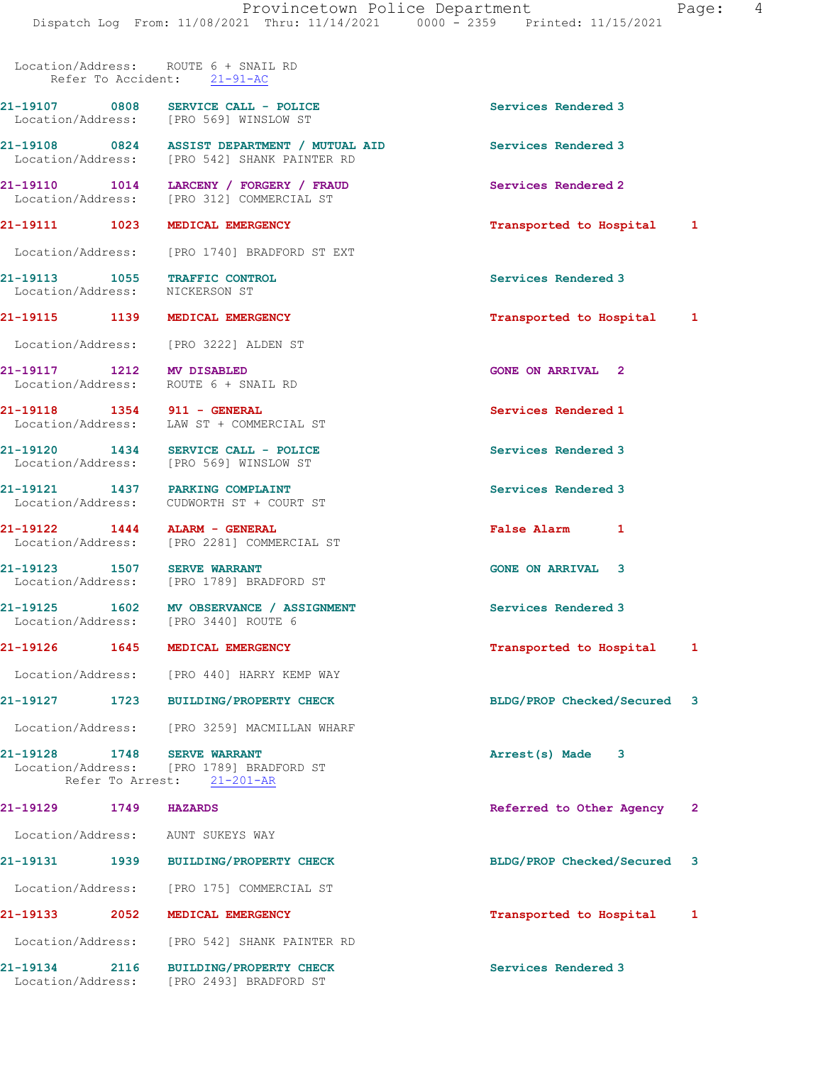Location/Address: ROUTE 6 + SNAIL RD
Refer To Accident: 21-91-AC

21-19107 0808 SERVICE CALL - POLICE Services Rendered 3
Location/Address: [PRO 569] WINSLOW ST

21-19108 0824 ASSIST DEPARTMENT / MUTUAL AID Services Rendered 3
Location/Address: [PRO 542] SHANK PAINTER RD

21-19110 1014 LARCENY / FORGERY / FRAUD Services Rendered 2
Location/Address: [PRO 312] COMMERCIAL ST

21-19111 1023 MEDICAL EMERGENCY Transported to Hospital 1
Location/Address: [PRO 1740] BRADFORD ST EXT

21-19113 1055 TRAFFIC CONTROL Services Rendered 3
Location/Address: NICKERSON ST

21-19115 1139 MEDICAL EMERGENCY Transported to Hospital 1
Location/Address: [PRO 3222] ALDEN ST

21-19117 1212 MV DISABLED GONE ON ARRIVAL 2
Location/Address: ROUTE 6 + SNAIL RD

21-19118 1354 911 - GENERAL Services Rendered 1
Location/Address: LAW ST + COMMERCIAL ST

21-19120 1434 SERVICE CALL - POLICE Services Rendered 3
Location/Address: [PRO 569] WINSLOW ST

21-19121 1437 PARKING COMPLAINT Services Rendered 3
Location/Address: CUDWORTH ST + COURT ST

21-19122 1444 ALARM - GENERAL False Alarm 1
Location/Address: [PRO 2281] COMMERCIAL ST

21-19123 1507 SERVE WARRANT GONE ON ARRIVAL 3
Location/Address: [PRO 1789] BRADFORD ST

21-19125 1602 MV OBSERVANCE / ASSIGNMENT Services Rendered 3
Location/Address: [PRO 3440] ROUTE 6

21-19126 1645 MEDICAL EMERGENCY Transported to Hospital 1
Location/Address: [PRO 440] HARRY KEMP WAY

21-19127 1723 BUILDING/PROPERTY CHECK BLDG/PROP Checked/Secured 3
Location/Address: [PRO 3259] MACMILLAN WHARF

21-19128 1748 SERVE WARRANT Arrest(s) Made 3
Location/Address: [PRO 1789] BRADFORD ST
Refer To Arrest: 21-201-AR

21-19129 1749 HAZARDS Referred to Other Agency 2
Location/Address: AUNT SUKEYS WAY

21-19131 1939 BUILDING/PROPERTY CHECK BLDG/PROP Checked/Secured 3
Location/Address: [PRO 175] COMMERCIAL ST

21-19133 2052 MEDICAL EMERGENCY Transported to Hospital 1
Location/Address: [PRO 542] SHANK PAINTER RD

21-19134 2116 BUILDING/PROPERTY CHECK Services Rendered 3
Location/Address: [PRO 2493] BRADFORD ST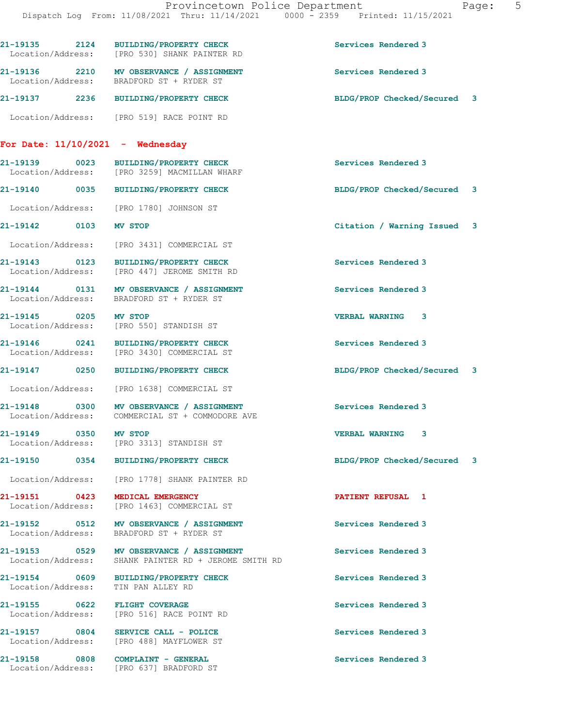21-19135 2124 BUILDING/PROPERTY CHECK Services Rendered 3
Location/Address: [PRO 530] SHANK PAINTER RD

21-19136 2210 MV OBSERVANCE / ASSIGNMENT Services Rendered 3
Location/Address: BRADFORD ST + RYDER ST

21-19137 2236 BUILDING/PROPERTY CHECK BLDG/PROP Checked/Secured 3
Location/Address: [PRO 519] RACE POINT RD

**For Date: 11/10/2021 - Wednesday**

21-19139 0023 BUILDING/PROPERTY CHECK Services Rendered 3
Location/Address: [PRO 3259] MACMILLAN WHARF

21-19140 0035 BUILDING/PROPERTY CHECK BLDG/PROP Checked/Secured 3
Location/Address: [PRO 1780] JOHNSON ST

21-19142 0103 MV STOP Citation / Warning Issued 3
Location/Address: [PRO 3431] COMMERCIAL ST

21-19143 0123 BUILDING/PROPERTY CHECK Services Rendered 3
Location/Address: [PRO 447] JEROME SMITH RD

21-19144 0131 MV OBSERVANCE / ASSIGNMENT Services Rendered 3
Location/Address: BRADFORD ST + RYDER ST

21-19145 0205 MV STOP VERBAL WARNING 3
Location/Address: [PRO 550] STANDISH ST

21-19146 0241 BUILDING/PROPERTY CHECK Services Rendered 3
Location/Address: [PRO 3430] COMMERCIAL ST

21-19147 0250 BUILDING/PROPERTY CHECK BLDG/PROP Checked/Secured 3
Location/Address: [PRO 1638] COMMERCIAL ST

21-19148 0300 MV OBSERVANCE / ASSIGNMENT Services Rendered 3
Location/Address: COMMERCIAL ST + COMMODORE AVE

21-19149 0350 MV STOP VERBAL WARNING 3
Location/Address: [PRO 3313] STANDISH ST

21-19150 0354 BUILDING/PROPERTY CHECK BLDG/PROP Checked/Secured 3
Location/Address: [PRO 1778] SHANK PAINTER RD

21-19151 0423 MEDICAL EMERGENCY PATIENT REFUSAL 1
Location/Address: [PRO 1463] COMMERCIAL ST

21-19152 0512 MV OBSERVANCE / ASSIGNMENT Services Rendered 3
Location/Address: BRADFORD ST + RYDER ST

21-19153 0529 MV OBSERVANCE / ASSIGNMENT Services Rendered 3
Location/Address: SHANK PAINTER RD + JEROME SMITH RD

21-19154 0609 BUILDING/PROPERTY CHECK Services Rendered 3
Location/Address: TIN PAN ALLEY RD

21-19155 0622 FLIGHT COVERAGE Services Rendered 3
Location/Address: [PRO 516] RACE POINT RD

21-19157 0804 SERVICE CALL - POLICE Services Rendered 3
Location/Address: [PRO 488] MAYFLOWER ST

21-19158 0808 COMPLAINT - GENERAL Services Rendered 3
Location/Address: [PRO 637] BRADFORD ST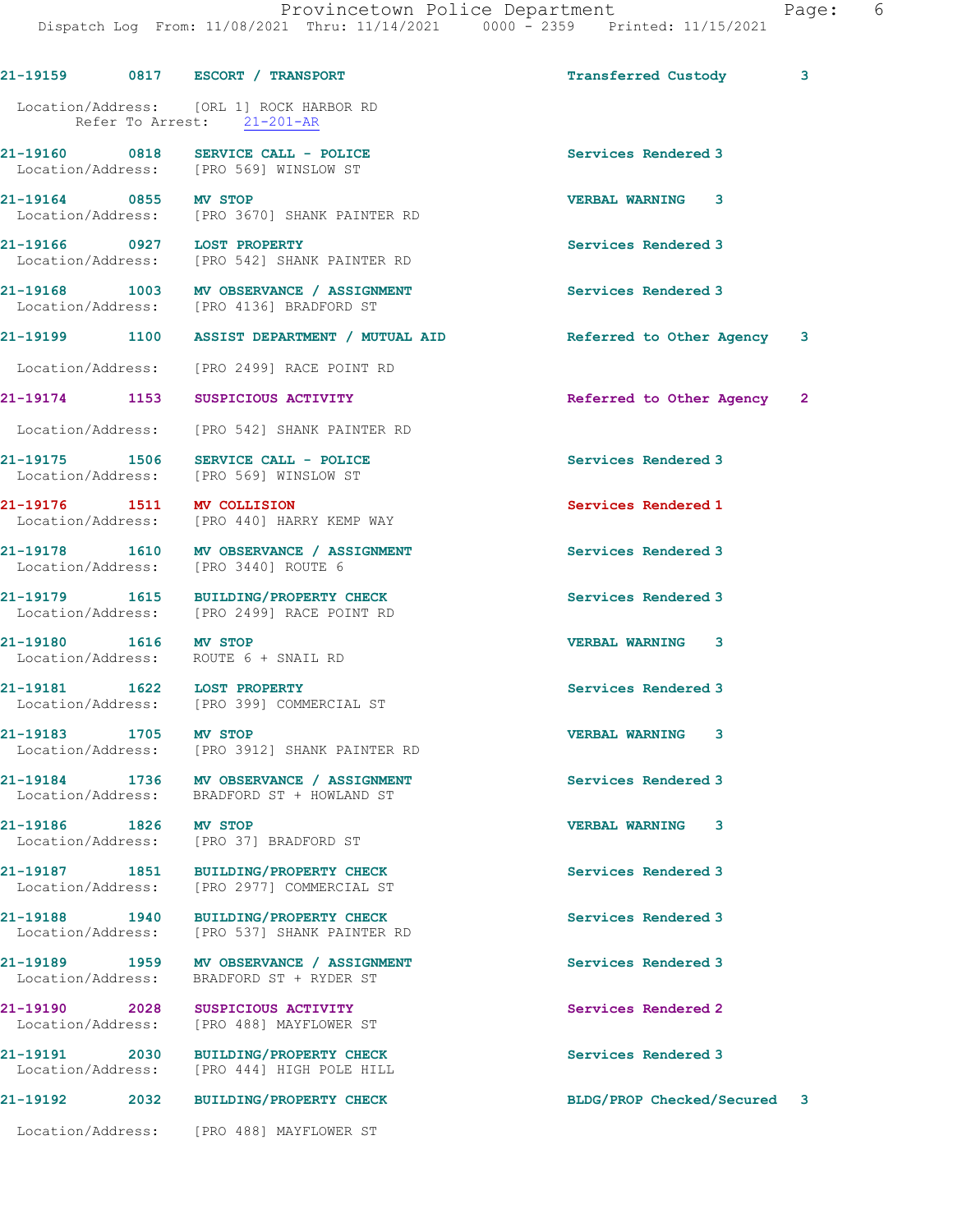21-19159 0817 ESCORT / TRANSPORT Transferred Custody 3

Location/Address: [ORL 1] ROCK HARBOR RD
Refer To Arrest: 21-201-AR

21-19160 0818 SERVICE CALL - POLICE Services Rendered 3
Location/Address: [PRO 569] WINSLOW ST

21-19164 0855 MV STOP VERBAL WARNING 3
Location/Address: [PRO 3670] SHANK PAINTER RD

21-19166 0927 LOST PROPERTY Services Rendered 3
Location/Address: [PRO 542] SHANK PAINTER RD

21-19168 1003 MV OBSERVANCE / ASSIGNMENT Services Rendered 3
Location/Address: [PRO 4136] BRADFORD ST

21-19199 1100 ASSIST DEPARTMENT / MUTUAL AID Referred to Other Agency 3

Location/Address: [PRO 2499] RACE POINT RD

21-19174 1153 SUSPICIOUS ACTIVITY Referred to Other Agency 2

Location/Address: [PRO 542] SHANK PAINTER RD

21-19175 1506 SERVICE CALL - POLICE Services Rendered 3
Location/Address: [PRO 569] WINSLOW ST

21-19176 1511 MV COLLISION Services Rendered 1
Location/Address: [PRO 440] HARRY KEMP WAY

21-19178 1610 MV OBSERVANCE / ASSIGNMENT Services Rendered 3
Location/Address: [PRO 3440] ROUTE 6

21-19179 1615 BUILDING/PROPERTY CHECK Services Rendered 3
Location/Address: [PRO 2499] RACE POINT RD

21-19180 1616 MV STOP VERBAL WARNING 3
Location/Address: ROUTE 6 + SNAIL RD

21-19181 1622 LOST PROPERTY Services Rendered 3
Location/Address: [PRO 399] COMMERCIAL ST

21-19183 1705 MV STOP VERBAL WARNING 3
Location/Address: [PRO 3912] SHANK PAINTER RD

21-19184 1736 MV OBSERVANCE / ASSIGNMENT Services Rendered 3
Location/Address: BRADFORD ST + HOWLAND ST

21-19186 1826 MV STOP VERBAL WARNING 3
Location/Address: [PRO 37] BRADFORD ST

21-19187 1851 BUILDING/PROPERTY CHECK Services Rendered 3
Location/Address: [PRO 2977] COMMERCIAL ST

21-19188 1940 BUILDING/PROPERTY CHECK Services Rendered 3
Location/Address: [PRO 537] SHANK PAINTER RD

21-19189 1959 MV OBSERVANCE / ASSIGNMENT Services Rendered 3
Location/Address: BRADFORD ST + RYDER ST

21-19190 2028 SUSPICIOUS ACTIVITY Services Rendered 2
Location/Address: [PRO 488] MAYFLOWER ST

21-19191 2030 BUILDING/PROPERTY CHECK Services Rendered 3
Location/Address: [PRO 444] HIGH POLE HILL

21-19192 2032 BUILDING/PROPERTY CHECK BLDG/PROP Checked/Secured 3

Location/Address: [PRO 488] MAYFLOWER ST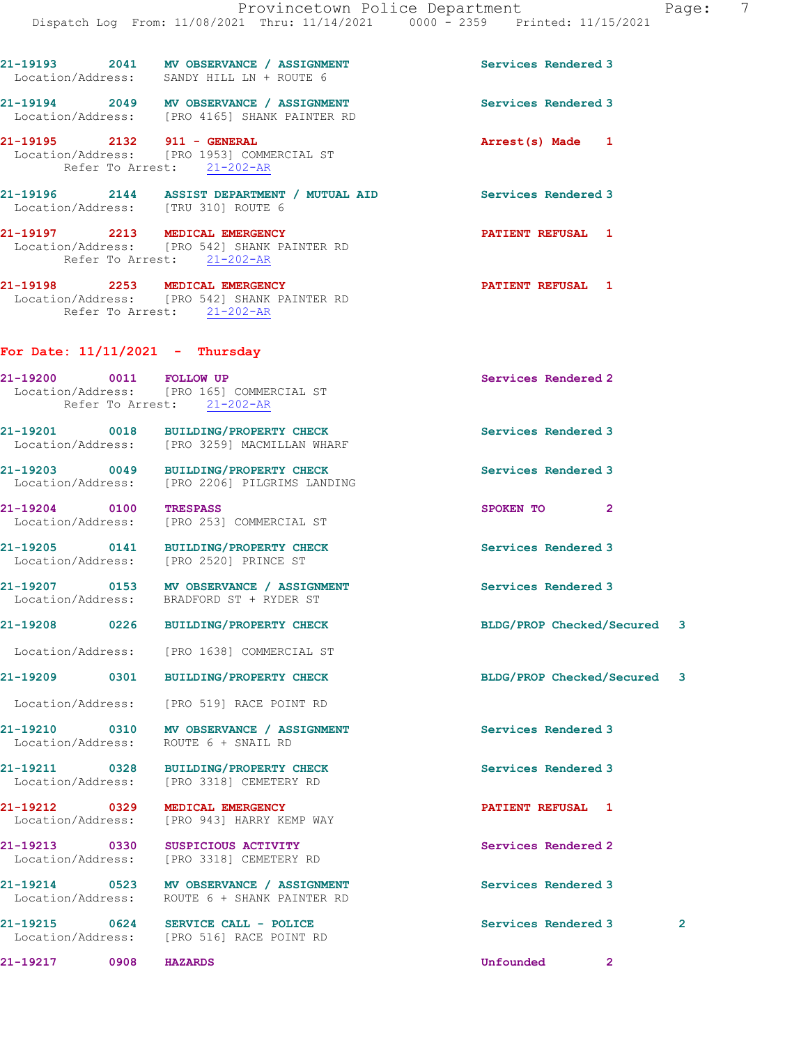21-19193 2041 MV OBSERVANCE / ASSIGNMENT Services Rendered 3
Location/Address: SANDY HILL LN + ROUTE 6

21-19194 2049 MV OBSERVANCE / ASSIGNMENT Services Rendered 3
Location/Address: [PRO 4165] SHANK PAINTER RD

21-19195 2132 911 - GENERAL Arrest(s) Made 1
Location/Address: [PRO 1953] COMMERCIAL ST
Refer To Arrest: 21-202-AR

21-19196 2144 ASSIST DEPARTMENT / MUTUAL AID Services Rendered 3
Location/Address: [TRU 310] ROUTE 6

21-19197 2213 MEDICAL EMERGENCY PATIENT REFUSAL 1
Location/Address: [PRO 542] SHANK PAINTER RD
Refer To Arrest: 21-202-AR

21-19198 2253 MEDICAL EMERGENCY PATIENT REFUSAL 1
Location/Address: [PRO 542] SHANK PAINTER RD
Refer To Arrest: 21-202-AR

## For Date: 11/11/2021 - Thursday

21-19200 0011 FOLLOW UP Services Rendered 2
Location/Address: [PRO 165] COMMERCIAL ST
Refer To Arrest: 21-202-AR

21-19201 0018 BUILDING/PROPERTY CHECK Services Rendered 3
Location/Address: [PRO 3259] MACMILLAN WHARF

21-19203 0049 BUILDING/PROPERTY CHECK Services Rendered 3
Location/Address: [PRO 2206] PILGRIMS LANDING

21-19204 0100 TRESPASS SPOKEN TO 2
Location/Address: [PRO 253] COMMERCIAL ST

21-19205 0141 BUILDING/PROPERTY CHECK Services Rendered 3
Location/Address: [PRO 2520] PRINCE ST

21-19207 0153 MV OBSERVANCE / ASSIGNMENT Services Rendered 3
Location/Address: BRADFORD ST + RYDER ST

21-19208 0226 BUILDING/PROPERTY CHECK BLDG/PROP Checked/Secured 3
Location/Address: [PRO 1638] COMMERCIAL ST

21-19209 0301 BUILDING/PROPERTY CHECK BLDG/PROP Checked/Secured 3
Location/Address: [PRO 519] RACE POINT RD

21-19210 0310 MV OBSERVANCE / ASSIGNMENT Services Rendered 3
Location/Address: ROUTE 6 + SNAIL RD

21-19211 0328 BUILDING/PROPERTY CHECK Services Rendered 3
Location/Address: [PRO 3318] CEMETERY RD

21-19212 0329 MEDICAL EMERGENCY PATIENT REFUSAL 1
Location/Address: [PRO 943] HARRY KEMP WAY

21-19213 0330 SUSPICIOUS ACTIVITY Services Rendered 2
Location/Address: [PRO 3318] CEMETERY RD

21-19214 0523 MV OBSERVANCE / ASSIGNMENT Services Rendered 3
Location/Address: ROUTE 6 + SHANK PAINTER RD

21-19215 0624 SERVICE CALL - POLICE Services Rendered 3 2
Location/Address: [PRO 516] RACE POINT RD

21-19217 0908 HAZARDS Unfounded 2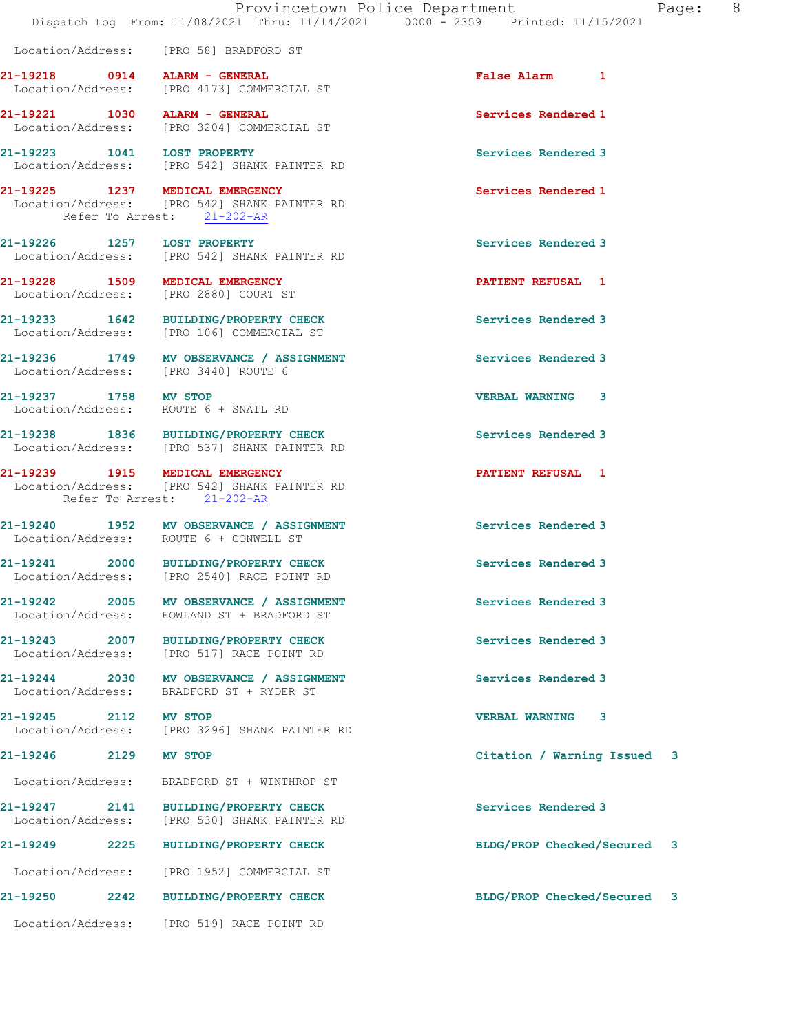Location/Address: [PRO 58] BRADFORD ST

**21-19218** 0914 **ALARM - GENERAL** False Alarm 1
Location/Address: [PRO 4173] COMMERCIAL ST

**21-19221** 1030 **ALARM - GENERAL** Services Rendered 1
Location/Address: [PRO 3204] COMMERCIAL ST

**21-19223** 1041 **LOST PROPERTY** Services Rendered 3
Location/Address: [PRO 542] SHANK PAINTER RD

**21-19225** 1237 **MEDICAL EMERGENCY** Services Rendered 1
Location/Address: [PRO 542] SHANK PAINTER RD
Refer To Arrest: 21-202-AR

**21-19226** 1257 **LOST PROPERTY** Services Rendered 3
Location/Address: [PRO 542] SHANK PAINTER RD

**21-19228** 1509 **MEDICAL EMERGENCY** PATIENT REFUSAL 1
Location/Address: [PRO 2880] COURT ST

**21-19233** 1642 **BUILDING/PROPERTY CHECK** Services Rendered 3
Location/Address: [PRO 106] COMMERCIAL ST

**21-19236** 1749 **MV OBSERVANCE / ASSIGNMENT** Services Rendered 3
Location/Address: [PRO 3440] ROUTE 6

**21-19237** 1758 **MV STOP** VERBAL WARNING 3
Location/Address: ROUTE 6 + SNAIL RD

**21-19238** 1836 **BUILDING/PROPERTY CHECK** Services Rendered 3
Location/Address: [PRO 537] SHANK PAINTER RD

**21-19239** 1915 **MEDICAL EMERGENCY** PATIENT REFUSAL 1
Location/Address: [PRO 542] SHANK PAINTER RD
Refer To Arrest: 21-202-AR

**21-19240** 1952 **MV OBSERVANCE / ASSIGNMENT** Services Rendered 3
Location/Address: ROUTE 6 + CONWELL ST

**21-19241** 2000 **BUILDING/PROPERTY CHECK** Services Rendered 3
Location/Address: [PRO 2540] RACE POINT RD

**21-19242** 2005 **MV OBSERVANCE / ASSIGNMENT** Services Rendered 3
Location/Address: HOWLAND ST + BRADFORD ST

**21-19243** 2007 **BUILDING/PROPERTY CHECK** Services Rendered 3
Location/Address: [PRO 517] RACE POINT RD

**21-19244** 2030 **MV OBSERVANCE / ASSIGNMENT** Services Rendered 3
Location/Address: BRADFORD ST + RYDER ST

**21-19245** 2112 **MV STOP** VERBAL WARNING 3
Location/Address: [PRO 3296] SHANK PAINTER RD

**21-19246** 2129 **MV STOP** Citation / Warning Issued 3
Location/Address: BRADFORD ST + WINTHROP ST

**21-19247** 2141 **BUILDING/PROPERTY CHECK** Services Rendered 3
Location/Address: [PRO 530] SHANK PAINTER RD

**21-19249** 2225 **BUILDING/PROPERTY CHECK** BLDG/PROP Checked/Secured 3
Location/Address: [PRO 1952] COMMERCIAL ST

**21-19250** 2242 **BUILDING/PROPERTY CHECK** BLDG/PROP Checked/Secured 3
Location/Address: [PRO 519] RACE POINT RD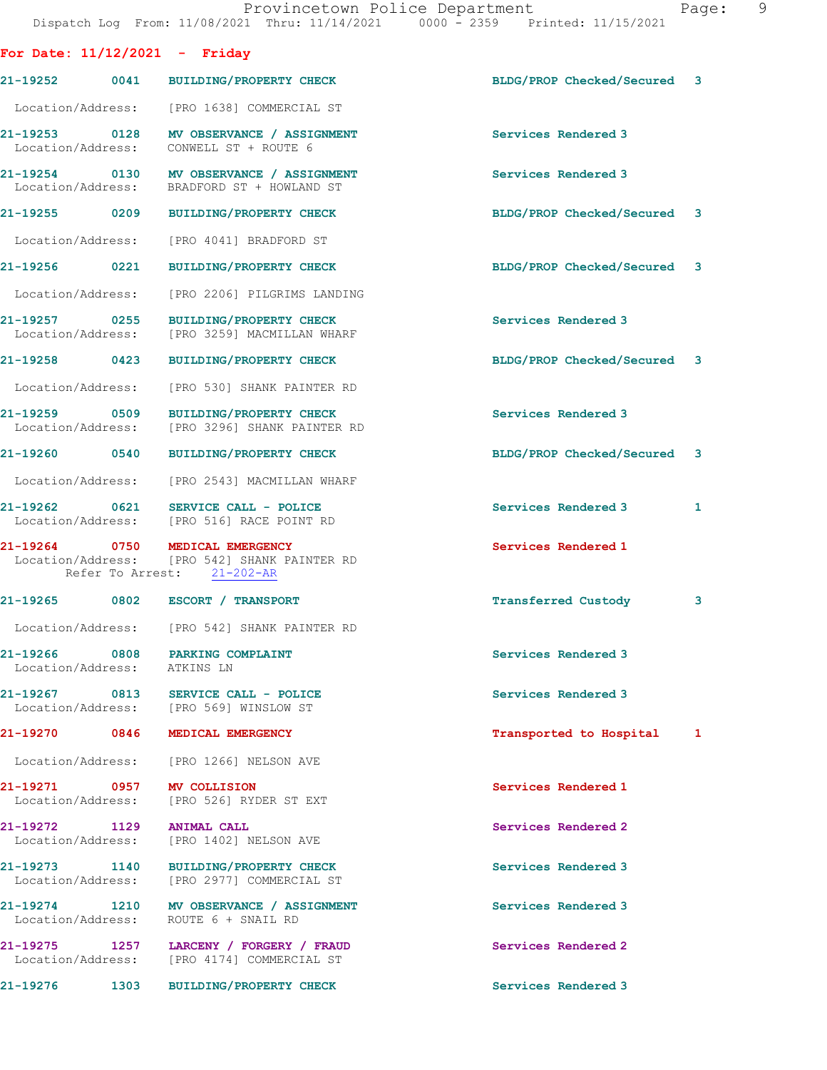**For Date: 11/12/2021 - Friday**

| Call # | Time | Call Type | Action | Priority |
|---|---|---|---|---|
| 21-19252 | 0041 | BUILDING/PROPERTY CHECK | BLDG/PROP Checked/Secured | 3 |

Location/Address: [PRO 1638] COMMERCIAL ST

| Call # | Time | Call Type | Action | Priority |
|---|---|---|---|---|
| 21-19253 | 0128 | MV OBSERVANCE / ASSIGNMENT | Services Rendered | 3 |

Location/Address: CONWELL ST + ROUTE 6

| Call # | Time | Call Type | Action | Priority |
|---|---|---|---|---|
| 21-19254 | 0130 | MV OBSERVANCE / ASSIGNMENT | Services Rendered | 3 |

Location/Address: BRADFORD ST + HOWLAND ST

| Call # | Time | Call Type | Action | Priority |
|---|---|---|---|---|
| 21-19255 | 0209 | BUILDING/PROPERTY CHECK | BLDG/PROP Checked/Secured | 3 |

Location/Address: [PRO 4041] BRADFORD ST

| Call # | Time | Call Type | Action | Priority |
|---|---|---|---|---|
| 21-19256 | 0221 | BUILDING/PROPERTY CHECK | BLDG/PROP Checked/Secured | 3 |

Location/Address: [PRO 2206] PILGRIMS LANDING

| Call # | Time | Call Type | Action | Priority |
|---|---|---|---|---|
| 21-19257 | 0255 | BUILDING/PROPERTY CHECK | Services Rendered | 3 |

Location/Address: [PRO 3259] MACMILLAN WHARF

| Call # | Time | Call Type | Action | Priority |
|---|---|---|---|---|
| 21-19258 | 0423 | BUILDING/PROPERTY CHECK | BLDG/PROP Checked/Secured | 3 |

Location/Address: [PRO 530] SHANK PAINTER RD

| Call # | Time | Call Type | Action | Priority |
|---|---|---|---|---|
| 21-19259 | 0509 | BUILDING/PROPERTY CHECK | Services Rendered | 3 |

Location/Address: [PRO 3296] SHANK PAINTER RD

| Call # | Time | Call Type | Action | Priority |
|---|---|---|---|---|
| 21-19260 | 0540 | BUILDING/PROPERTY CHECK | BLDG/PROP Checked/Secured | 3 |

Location/Address: [PRO 2543] MACMILLAN WHARF

| Call # | Time | Call Type | Action | Priority | |
|---|---|---|---|---|---|
| 21-19262 | 0621 | SERVICE CALL - POLICE | Services Rendered | 3 | 1 |

Location/Address: [PRO 516] RACE POINT RD

| Call # | Time | Call Type | Action | Priority |
|---|---|---|---|---|
| 21-19264 | 0750 | MEDICAL EMERGENCY | Services Rendered | 1 |

Location/Address: [PRO 542] SHANK PAINTER RD
Refer To Arrest: 21-202-AR

| Call # | Time | Call Type | Action | Priority |
|---|---|---|---|---|
| 21-19265 | 0802 | ESCORT / TRANSPORT | Transferred Custody | 3 |

Location/Address: [PRO 542] SHANK PAINTER RD

| Call # | Time | Call Type | Action | Priority |
|---|---|---|---|---|
| 21-19266 | 0808 | PARKING COMPLAINT | Services Rendered | 3 |

Location/Address: ATKINS LN

| Call # | Time | Call Type | Action | Priority |
|---|---|---|---|---|
| 21-19267 | 0813 | SERVICE CALL - POLICE | Services Rendered | 3 |

Location/Address: [PRO 569] WINSLOW ST

| Call # | Time | Call Type | Action | Priority |
|---|---|---|---|---|
| 21-19270 | 0846 | MEDICAL EMERGENCY | Transported to Hospital | 1 |

Location/Address: [PRO 1266] NELSON AVE

| Call # | Time | Call Type | Action | Priority |
|---|---|---|---|---|
| 21-19271 | 0957 | MV COLLISION | Services Rendered | 1 |

Location/Address: [PRO 526] RYDER ST EXT

| Call # | Time | Call Type | Action | Priority |
|---|---|---|---|---|
| 21-19272 | 1129 | ANIMAL CALL | Services Rendered | 2 |

Location/Address: [PRO 1402] NELSON AVE

| Call # | Time | Call Type | Action | Priority |
|---|---|---|---|---|
| 21-19273 | 1140 | BUILDING/PROPERTY CHECK | Services Rendered | 3 |

Location/Address: [PRO 2977] COMMERCIAL ST

| Call # | Time | Call Type | Action | Priority |
|---|---|---|---|---|
| 21-19274 | 1210 | MV OBSERVANCE / ASSIGNMENT | Services Rendered | 3 |

Location/Address: ROUTE 6 + SNAIL RD

| Call # | Time | Call Type | Action | Priority |
|---|---|---|---|---|
| 21-19275 | 1257 | LARCENY / FORGERY / FRAUD | Services Rendered | 2 |

Location/Address: [PRO 4174] COMMERCIAL ST

| Call # | Time | Call Type | Action | Priority |
|---|---|---|---|---|
| 21-19276 | 1303 | BUILDING/PROPERTY CHECK | Services Rendered | 3 |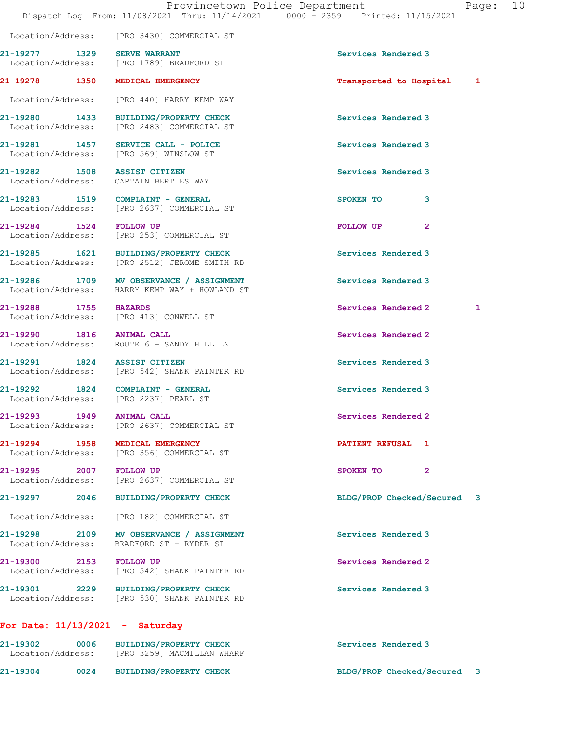Location/Address: [PRO 3430] COMMERCIAL ST

**21-19277 1329 SERVE WARRANT** Services Rendered 3
Location/Address: [PRO 1789] BRADFORD ST

**21-19278 1350 MEDICAL EMERGENCY** Transported to Hospital 1
Location/Address: [PRO 440] HARRY KEMP WAY

**21-19280 1433 BUILDING/PROPERTY CHECK** Services Rendered 3
Location/Address: [PRO 2483] COMMERCIAL ST

**21-19281 1457 SERVICE CALL - POLICE** Services Rendered 3
Location/Address: [PRO 569] WINSLOW ST

**21-19282 1508 ASSIST CITIZEN** Services Rendered 3
Location/Address: CAPTAIN BERTIES WAY

**21-19283 1519 COMPLAINT - GENERAL** SPOKEN TO 3
Location/Address: [PRO 2637] COMMERCIAL ST

**21-19284 1524 FOLLOW UP** FOLLOW UP 2
Location/Address: [PRO 253] COMMERCIAL ST

**21-19285 1621 BUILDING/PROPERTY CHECK** Services Rendered 3
Location/Address: [PRO 2512] JEROME SMITH RD

**21-19286 1709 MV OBSERVANCE / ASSIGNMENT** Services Rendered 3
Location/Address: HARRY KEMP WAY + HOWLAND ST

**21-19288 1755 HAZARDS** Services Rendered 2 1
Location/Address: [PRO 413] CONWELL ST

**21-19290 1816 ANIMAL CALL** Services Rendered 2
Location/Address: ROUTE 6 + SANDY HILL LN

**21-19291 1824 ASSIST CITIZEN** Services Rendered 3
Location/Address: [PRO 542] SHANK PAINTER RD

**21-19292 1824 COMPLAINT - GENERAL** Services Rendered 3
Location/Address: [PRO 2237] PEARL ST

**21-19293 1949 ANIMAL CALL** Services Rendered 2
Location/Address: [PRO 2637] COMMERCIAL ST

**21-19294 1958 MEDICAL EMERGENCY** PATIENT REFUSAL 1
Location/Address: [PRO 356] COMMERCIAL ST

**21-19295 2007 FOLLOW UP** SPOKEN TO 2
Location/Address: [PRO 2637] COMMERCIAL ST

**21-19297 2046 BUILDING/PROPERTY CHECK** BLDG/PROP Checked/Secured 3
Location/Address: [PRO 182] COMMERCIAL ST

**21-19298 2109 MV OBSERVANCE / ASSIGNMENT** Services Rendered 3
Location/Address: BRADFORD ST + RYDER ST

**21-19300 2153 FOLLOW UP** Services Rendered 2
Location/Address: [PRO 542] SHANK PAINTER RD

**21-19301 2229 BUILDING/PROPERTY CHECK** Services Rendered 3
Location/Address: [PRO 530] SHANK PAINTER RD

## For Date: 11/13/2021 - Saturday

**21-19302 0006 BUILDING/PROPERTY CHECK** Services Rendered 3
Location/Address: [PRO 3259] MACMILLAN WHARF

**21-19304 0024 BUILDING/PROPERTY CHECK** BLDG/PROP Checked/Secured 3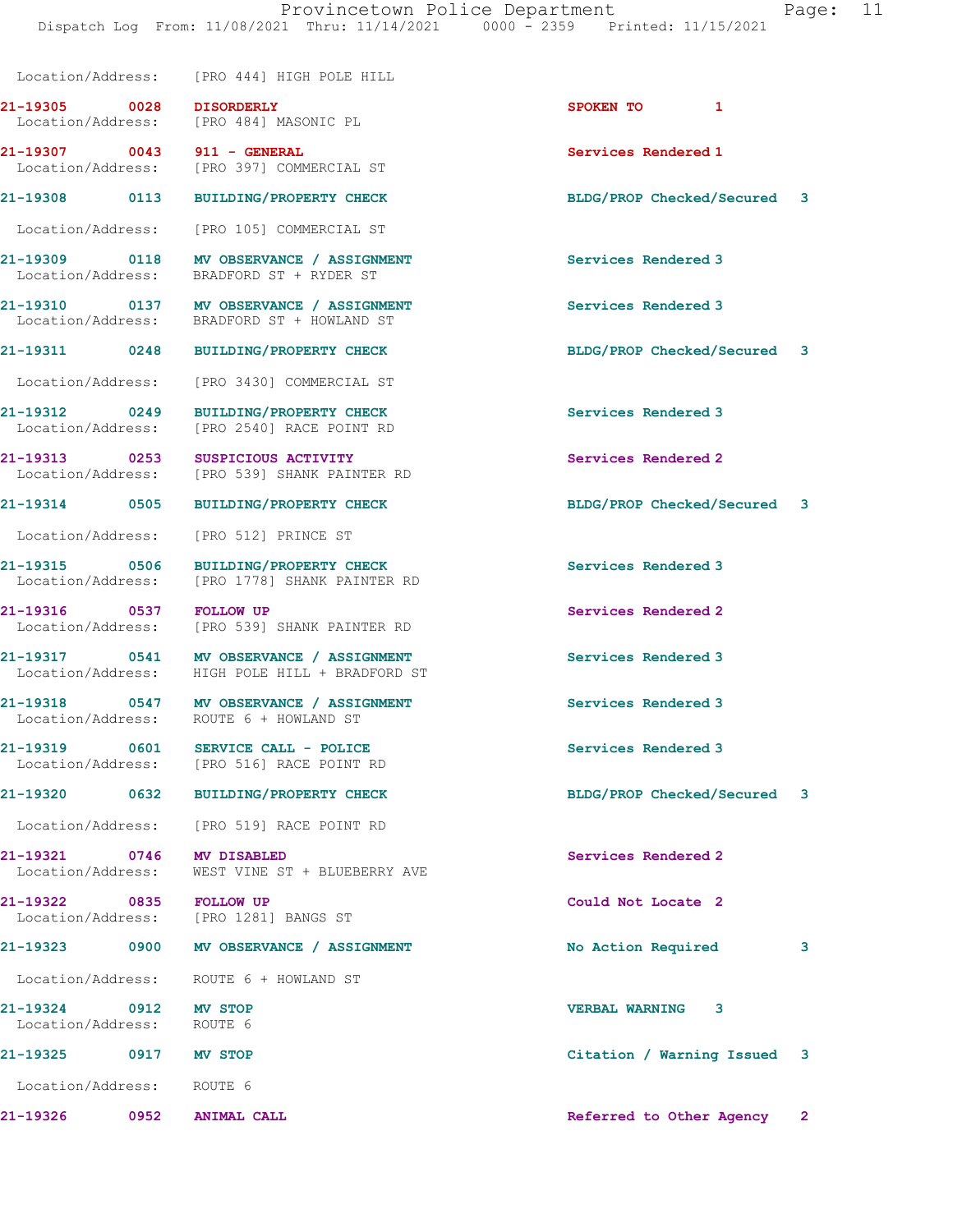Location/Address: [PRO 444] HIGH POLE HILL

| Call # | Time | Call Reason | Action | Priority |
|---|---|---|---|---|
| 21-19305 | 0028 | DISORDERLY | SPOKEN TO | 1 |
| | | Location/Address: [PRO 484] MASONIC PL | | |
| 21-19307 | 0043 | 911 - GENERAL | Services Rendered | 1 |
| | | Location/Address: [PRO 397] COMMERCIAL ST | | |
| 21-19308 | 0113 | BUILDING/PROPERTY CHECK | BLDG/PROP Checked/Secured | 3 |
| | | Location/Address: [PRO 105] COMMERCIAL ST | | |
| 21-19309 | 0118 | MV OBSERVANCE / ASSIGNMENT | Services Rendered | 3 |
| | | Location/Address: BRADFORD ST + RYDER ST | | |
| 21-19310 | 0137 | MV OBSERVANCE / ASSIGNMENT | Services Rendered | 3 |
| | | Location/Address: BRADFORD ST + HOWLAND ST | | |
| 21-19311 | 0248 | BUILDING/PROPERTY CHECK | BLDG/PROP Checked/Secured | 3 |
| | | Location/Address: [PRO 3430] COMMERCIAL ST | | |
| 21-19312 | 0249 | BUILDING/PROPERTY CHECK | Services Rendered | 3 |
| | | Location/Address: [PRO 2540] RACE POINT RD | | |
| 21-19313 | 0253 | SUSPICIOUS ACTIVITY | Services Rendered | 2 |
| | | Location/Address: [PRO 539] SHANK PAINTER RD | | |
| 21-19314 | 0505 | BUILDING/PROPERTY CHECK | BLDG/PROP Checked/Secured | 3 |
| | | Location/Address: [PRO 512] PRINCE ST | | |
| 21-19315 | 0506 | BUILDING/PROPERTY CHECK | Services Rendered | 3 |
| | | Location/Address: [PRO 1778] SHANK PAINTER RD | | |
| 21-19316 | 0537 | FOLLOW UP | Services Rendered | 2 |
| | | Location/Address: [PRO 539] SHANK PAINTER RD | | |
| 21-19317 | 0541 | MV OBSERVANCE / ASSIGNMENT | Services Rendered | 3 |
| | | Location/Address: HIGH POLE HILL + BRADFORD ST | | |
| 21-19318 | 0547 | MV OBSERVANCE / ASSIGNMENT | Services Rendered | 3 |
| | | Location/Address: ROUTE 6 + HOWLAND ST | | |
| 21-19319 | 0601 | SERVICE CALL - POLICE | Services Rendered | 3 |
| | | Location/Address: [PRO 516] RACE POINT RD | | |
| 21-19320 | 0632 | BUILDING/PROPERTY CHECK | BLDG/PROP Checked/Secured | 3 |
| | | Location/Address: [PRO 519] RACE POINT RD | | |
| 21-19321 | 0746 | MV DISABLED | Services Rendered | 2 |
| | | Location/Address: WEST VINE ST + BLUEBERRY AVE | | |
| 21-19322 | 0835 | FOLLOW UP | Could Not Locate | 2 |
| | | Location/Address: [PRO 1281] BANGS ST | | |
| 21-19323 | 0900 | MV OBSERVANCE / ASSIGNMENT | No Action Required | 3 |
| | | Location/Address: ROUTE 6 + HOWLAND ST | | |
| 21-19324 | 0912 | MV STOP | VERBAL WARNING | 3 |
| | | Location/Address: ROUTE 6 | | |
| 21-19325 | 0917 | MV STOP | Citation / Warning Issued | 3 |
| | | Location/Address: ROUTE 6 | | |
| 21-19326 | 0952 | ANIMAL CALL | Referred to Other Agency | 2 |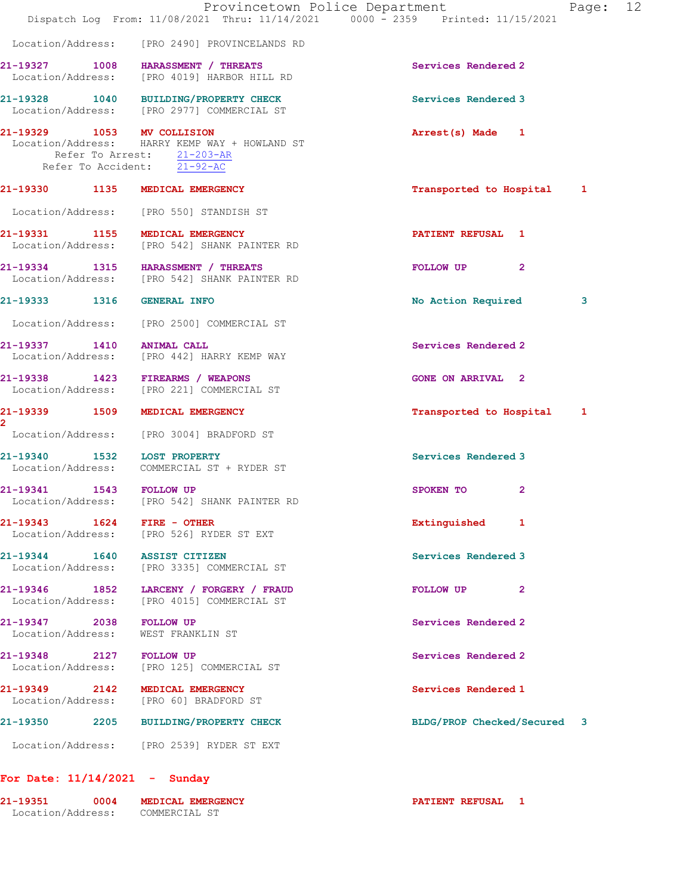Location/Address: [PRO 2490] PROVINCELANDS RD

**21-19327 1008 HARASSMENT / THREATS** Services Rendered 2
Location/Address: [PRO 4019] HARBOR HILL RD

**21-19328 1040 BUILDING/PROPERTY CHECK** Services Rendered 3
Location/Address: [PRO 2977] COMMERCIAL ST

**21-19329 1053 MV COLLISION** Arrest(s) Made 1
Location/Address: HARRY KEMP WAY + HOWLAND ST
Refer To Arrest: 21-203-AR
Refer To Accident: 21-92-AC

**21-19330 1135 MEDICAL EMERGENCY** Transported to Hospital 1
Location/Address: [PRO 550] STANDISH ST

**21-19331 1155 MEDICAL EMERGENCY** PATIENT REFUSAL 1
Location/Address: [PRO 542] SHANK PAINTER RD

**21-19334 1315 HARASSMENT / THREATS** FOLLOW UP 2
Location/Address: [PRO 542] SHANK PAINTER RD

**21-19333 1316 GENERAL INFO** No Action Required 3
Location/Address: [PRO 2500] COMMERCIAL ST

**21-19337 1410 ANIMAL CALL** Services Rendered 2
Location/Address: [PRO 442] HARRY KEMP WAY

**21-19338 1423 FIREARMS / WEAPONS** GONE ON ARRIVAL 2
Location/Address: [PRO 221] COMMERCIAL ST

**21-19339 1509 MEDICAL EMERGENCY** Transported to Hospital 1
2
Location/Address: [PRO 3004] BRADFORD ST

**21-19340 1532 LOST PROPERTY** Services Rendered 3
Location/Address: COMMERCIAL ST + RYDER ST

**21-19341 1543 FOLLOW UP** SPOKEN TO 2
Location/Address: [PRO 542] SHANK PAINTER RD

**21-19343 1624 FIRE - OTHER** Extinguished 1
Location/Address: [PRO 526] RYDER ST EXT

**21-19344 1640 ASSIST CITIZEN** Services Rendered 3
Location/Address: [PRO 3335] COMMERCIAL ST

**21-19346 1852 LARCENY / FORGERY / FRAUD** FOLLOW UP 2
Location/Address: [PRO 4015] COMMERCIAL ST

**21-19347 2038 FOLLOW UP** Services Rendered 2
Location/Address: WEST FRANKLIN ST

**21-19348 2127 FOLLOW UP** Services Rendered 2
Location/Address: [PRO 125] COMMERCIAL ST

**21-19349 2142 MEDICAL EMERGENCY** Services Rendered 1
Location/Address: [PRO 60] BRADFORD ST

**21-19350 2205 BUILDING/PROPERTY CHECK** BLDG/PROP Checked/Secured 3
Location/Address: [PRO 2539] RYDER ST EXT

## For Date: 11/14/2021 - Sunday

**21-19351 0004 MEDICAL EMERGENCY** PATIENT REFUSAL 1
Location/Address: COMMERCIAL ST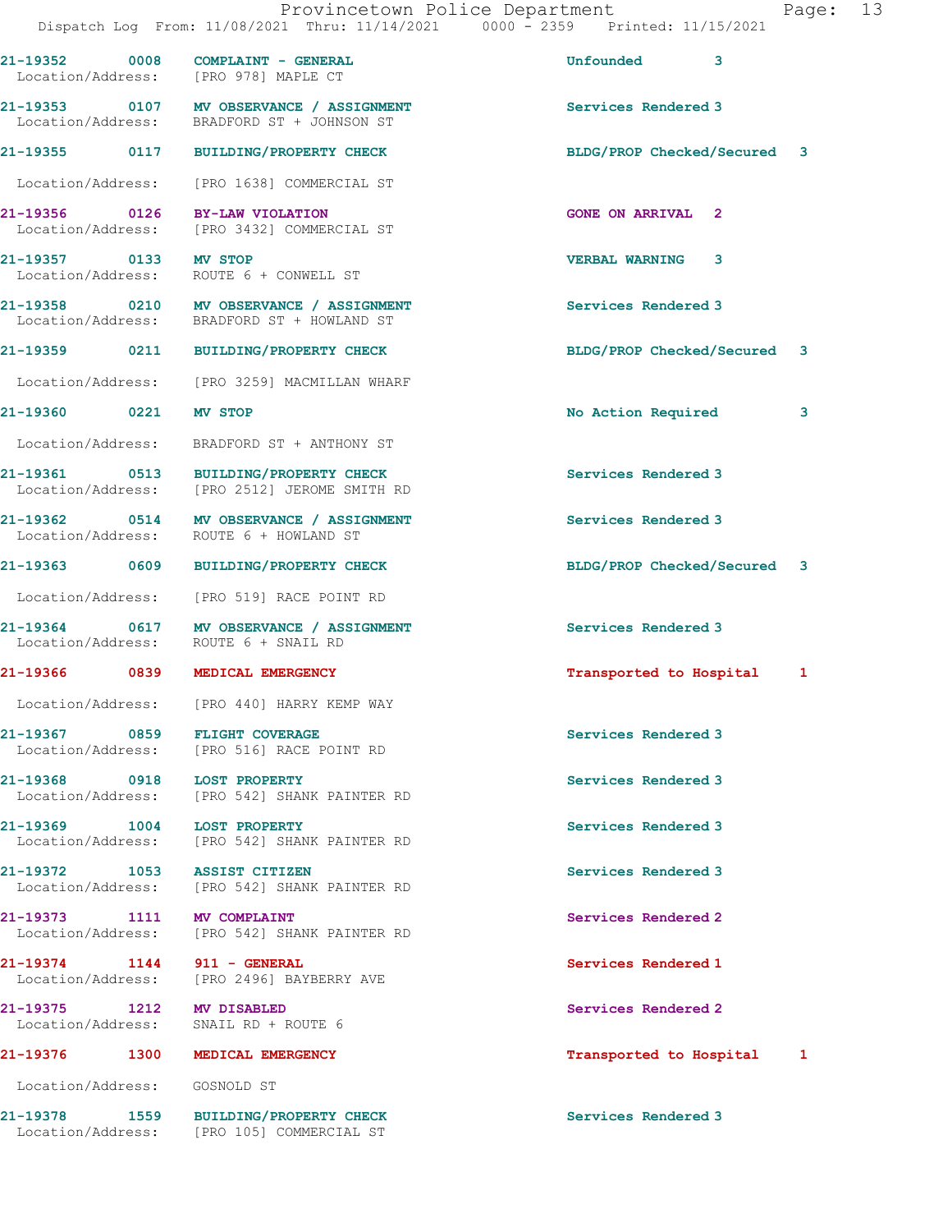| Call Number | Time | Call Reason | Action | Priority |
|---|---|---|---|---|
| 21-19352 | 0008 | COMPLAINT - GENERAL | Unfounded | 3 |
| Location/Address: | | [PRO 978] MAPLE CT | | |
| 21-19353 | 0107 | MV OBSERVANCE / ASSIGNMENT | Services Rendered | 3 |
| Location/Address: | | BRADFORD ST + JOHNSON ST | | |
| 21-19355 | 0117 | BUILDING/PROPERTY CHECK | BLDG/PROP Checked/Secured | 3 |
| Location/Address: | | [PRO 1638] COMMERCIAL ST | | |
| 21-19356 | 0126 | BY-LAW VIOLATION | GONE ON ARRIVAL | 2 |
| Location/Address: | | [PRO 3432] COMMERCIAL ST | | |
| 21-19357 | 0133 | MV STOP | VERBAL WARNING | 3 |
| Location/Address: | | ROUTE 6 + CONWELL ST | | |
| 21-19358 | 0210 | MV OBSERVANCE / ASSIGNMENT | Services Rendered | 3 |
| Location/Address: | | BRADFORD ST + HOWLAND ST | | |
| 21-19359 | 0211 | BUILDING/PROPERTY CHECK | BLDG/PROP Checked/Secured | 3 |
| Location/Address: | | [PRO 3259] MACMILLAN WHARF | | |
| 21-19360 | 0221 | MV STOP | No Action Required | 3 |
| Location/Address: | | BRADFORD ST + ANTHONY ST | | |
| 21-19361 | 0513 | BUILDING/PROPERTY CHECK | Services Rendered | 3 |
| Location/Address: | | [PRO 2512] JEROME SMITH RD | | |
| 21-19362 | 0514 | MV OBSERVANCE / ASSIGNMENT | Services Rendered | 3 |
| Location/Address: | | ROUTE 6 + HOWLAND ST | | |
| 21-19363 | 0609 | BUILDING/PROPERTY CHECK | BLDG/PROP Checked/Secured | 3 |
| Location/Address: | | [PRO 519] RACE POINT RD | | |
| 21-19364 | 0617 | MV OBSERVANCE / ASSIGNMENT | Services Rendered | 3 |
| Location/Address: | | ROUTE 6 + SNAIL RD | | |
| 21-19366 | 0839 | MEDICAL EMERGENCY | Transported to Hospital | 1 |
| Location/Address: | | [PRO 440] HARRY KEMP WAY | | |
| 21-19367 | 0859 | FLIGHT COVERAGE | Services Rendered | 3 |
| Location/Address: | | [PRO 516] RACE POINT RD | | |
| 21-19368 | 0918 | LOST PROPERTY | Services Rendered | 3 |
| Location/Address: | | [PRO 542] SHANK PAINTER RD | | |
| 21-19369 | 1004 | LOST PROPERTY | Services Rendered | 3 |
| Location/Address: | | [PRO 542] SHANK PAINTER RD | | |
| 21-19372 | 1053 | ASSIST CITIZEN | Services Rendered | 3 |
| Location/Address: | | [PRO 542] SHANK PAINTER RD | | |
| 21-19373 | 1111 | MV COMPLAINT | Services Rendered | 2 |
| Location/Address: | | [PRO 542] SHANK PAINTER RD | | |
| 21-19374 | 1144 | 911 - GENERAL | Services Rendered | 1 |
| Location/Address: | | [PRO 2496] BAYBERRY AVE | | |
| 21-19375 | 1212 | MV DISABLED | Services Rendered | 2 |
| Location/Address: | | SNAIL RD + ROUTE 6 | | |
| 21-19376 | 1300 | MEDICAL EMERGENCY | Transported to Hospital | 1 |
| Location/Address: | | GOSNOLD ST | | |
| 21-19378 | 1559 | BUILDING/PROPERTY CHECK | Services Rendered | 3 |
| Location/Address: | | [PRO 105] COMMERCIAL ST | | |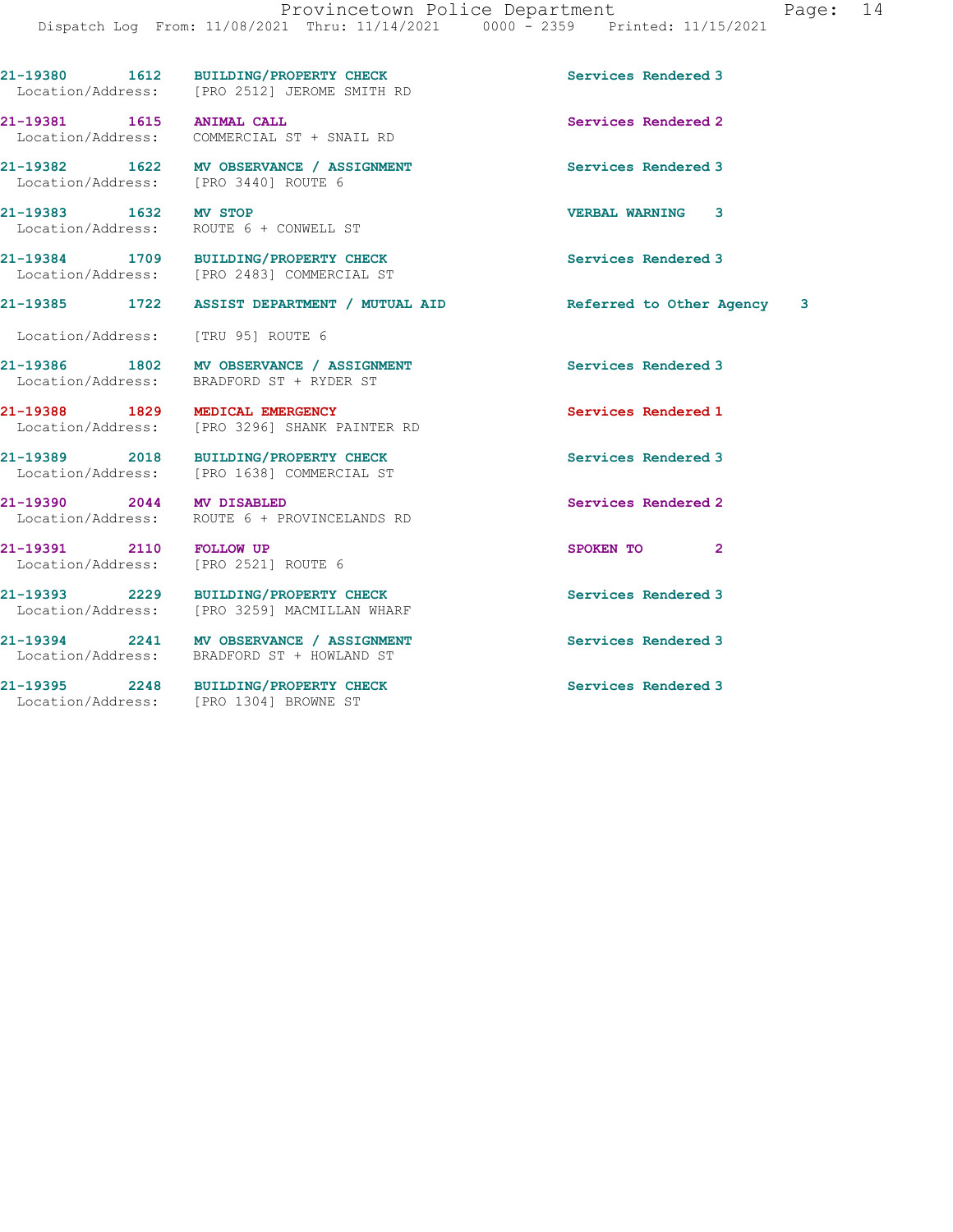21-19380 1612 **BUILDING/PROPERTY CHECK** Services Rendered 3
Location/Address: [PRO 2512] JEROME SMITH RD

21-19381 1615 **ANIMAL CALL** Services Rendered 2
Location/Address: COMMERCIAL ST + SNAIL RD

21-19382 1622 **MV OBSERVANCE / ASSIGNMENT** Services Rendered 3
Location/Address: [PRO 3440] ROUTE 6

21-19383 1632 **MV STOP** VERBAL WARNING 3
Location/Address: ROUTE 6 + CONWELL ST

21-19384 1709 **BUILDING/PROPERTY CHECK** Services Rendered 3
Location/Address: [PRO 2483] COMMERCIAL ST

21-19385 1722 **ASSIST DEPARTMENT / MUTUAL AID** Referred to Other Agency 3
Location/Address: [TRU 95] ROUTE 6

21-19386 1802 **MV OBSERVANCE / ASSIGNMENT** Services Rendered 3
Location/Address: BRADFORD ST + RYDER ST

21-19388 1829 **MEDICAL EMERGENCY** Services Rendered 1
Location/Address: [PRO 3296] SHANK PAINTER RD

21-19389 2018 **BUILDING/PROPERTY CHECK** Services Rendered 3
Location/Address: [PRO 1638] COMMERCIAL ST

21-19390 2044 **MV DISABLED** Services Rendered 2
Location/Address: ROUTE 6 + PROVINCELANDS RD

21-19391 2110 **FOLLOW UP** SPOKEN TO 2
Location/Address: [PRO 2521] ROUTE 6

21-19393 2229 **BUILDING/PROPERTY CHECK** Services Rendered 3
Location/Address: [PRO 3259] MACMILLAN WHARF

21-19394 2241 **MV OBSERVANCE / ASSIGNMENT** Services Rendered 3
Location/Address: BRADFORD ST + HOWLAND ST

21-19395 2248 **BUILDING/PROPERTY CHECK** Services Rendered 3
Location/Address: [PRO 1304] BROWNE ST